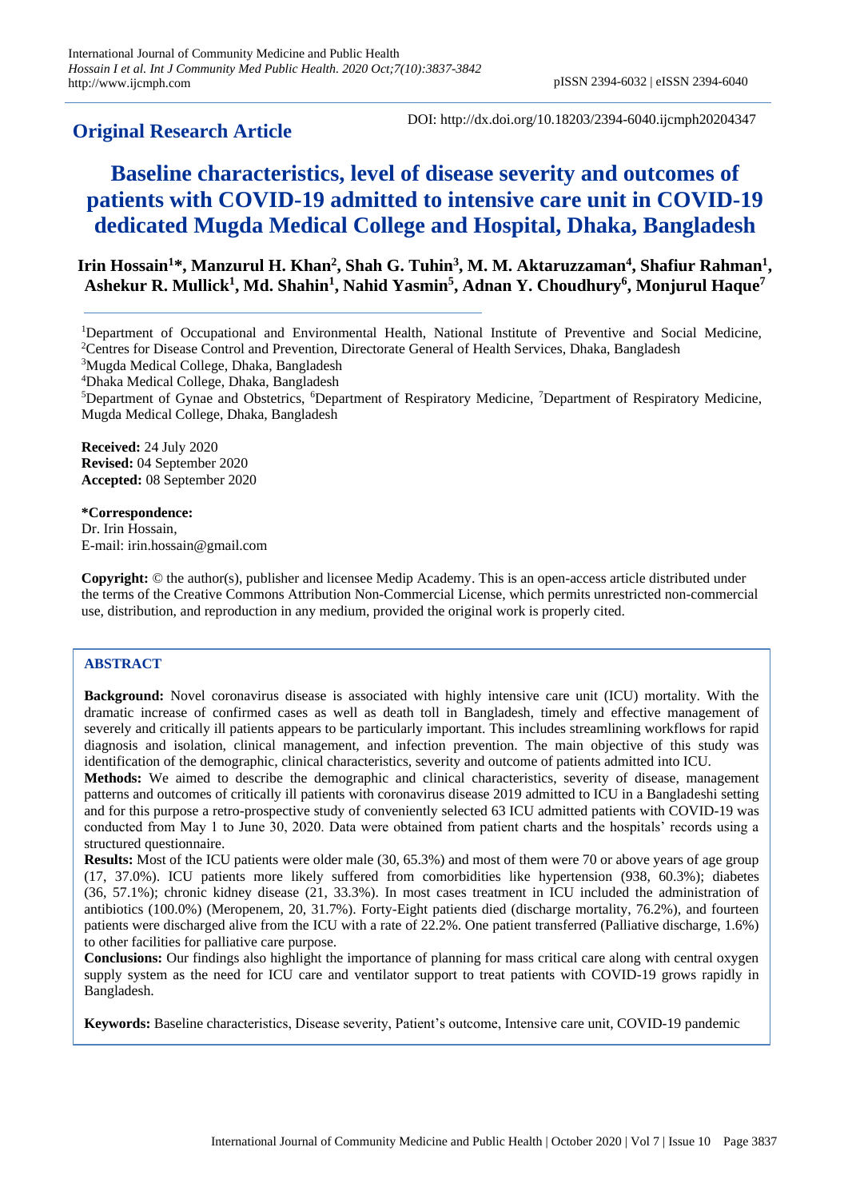## Original Research Article

DOI: http://dx.doi.org/10.18203/2394-6040.ijcmph20204347

# Baseline characteristics, level of disease severity and outcomes of patients with COVID-19 admitted to intensive care unit in COVID-19 dedicated Mugda Medical College and Hospital, Dhaka, Bangladesh

**Irin Hossain[1]\*, Manzurul H. Khan[2], Shah G. Tuhin[3], M. M. Aktaruzzaman[4], Shafiur Rahman[1], Ashekur R. Mullick[1], Md. Shahin[1], Nahid Yasmin[5], Adnan Y. Choudhury[6], Monjurul Haque[7]**

[1]Department of Occupational and Environmental Health, National Institute of Preventive and Social Medicine,
[2]Centres for Disease Control and Prevention, Directorate General of Health Services, Dhaka, Bangladesh
[3]Mugda Medical College, Dhaka, Bangladesh
[4]Dhaka Medical College, Dhaka, Bangladesh
[5]Department of Gynae and Obstetrics, [6]Department of Respiratory Medicine, [7]Department of Respiratory Medicine, Mugda Medical College, Dhaka, Bangladesh

**Received:** 24 July 2020
**Revised:** 04 September 2020
**Accepted:** 08 September 2020

**\*Correspondence:**
Dr. Irin Hossain,
E-mail: irin.hossain@gmail.com

**Copyright:** © the author(s), publisher and licensee Medip Academy. This is an open-access article distributed under the terms of the Creative Commons Attribution Non-Commercial License, which permits unrestricted non-commercial use, distribution, and reproduction in any medium, provided the original work is properly cited.

## ABSTRACT

**Background:** Novel coronavirus disease is associated with highly intensive care unit (ICU) mortality. With the dramatic increase of confirmed cases as well as death toll in Bangladesh, timely and effective management of severely and critically ill patients appears to be particularly important. This includes streamlining workflows for rapid diagnosis and isolation, clinical management, and infection prevention. The main objective of this study was identification of the demographic, clinical characteristics, severity and outcome of patients admitted into ICU.

**Methods:** We aimed to describe the demographic and clinical characteristics, severity of disease, management patterns and outcomes of critically ill patients with coronavirus disease 2019 admitted to ICU in a Bangladeshi setting and for this purpose a retro-prospective study of conveniently selected 63 ICU admitted patients with COVID-19 was conducted from May 1 to June 30, 2020. Data were obtained from patient charts and the hospitals' records using a structured questionnaire.

**Results:** Most of the ICU patients were older male (30, 65.3%) and most of them were 70 or above years of age group (17, 37.0%). ICU patients more likely suffered from comorbidities like hypertension (938, 60.3%); diabetes (36, 57.1%); chronic kidney disease (21, 33.3%). In most cases treatment in ICU included the administration of antibiotics (100.0%) (Meropenem, 20, 31.7%). Forty-Eight patients died (discharge mortality, 76.2%), and fourteen patients were discharged alive from the ICU with a rate of 22.2%. One patient transferred (Palliative discharge, 1.6%) to other facilities for palliative care purpose.

**Conclusions:** Our findings also highlight the importance of planning for mass critical care along with central oxygen supply system as the need for ICU care and ventilator support to treat patients with COVID-19 grows rapidly in Bangladesh.

**Keywords:** Baseline characteristics, Disease severity, Patient's outcome, Intensive care unit, COVID-19 pandemic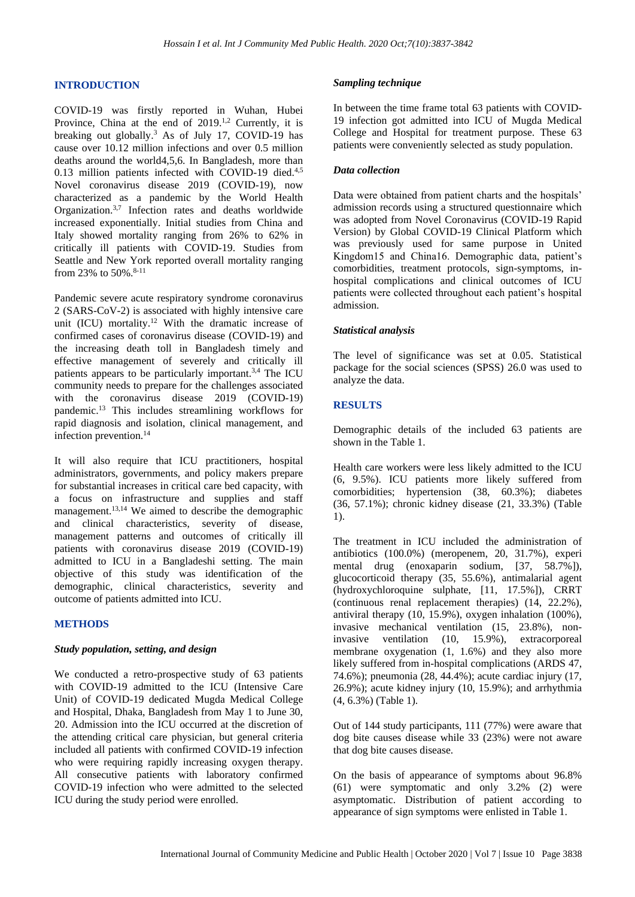## INTRODUCTION

COVID-19 was firstly reported in Wuhan, Hubei Province, China at the end of 2019.[1,2] Currently, it is breaking out globally.[3] As of July 17, COVID-19 has cause over 10.12 million infections and over 0.5 million deaths around the world4,5,6. In Bangladesh, more than 0.13 million patients infected with COVID-19 died.[4,5] Novel coronavirus disease 2019 (COVID-19), now characterized as a pandemic by the World Health Organization.[3,7] Infection rates and deaths worldwide increased exponentially. Initial studies from China and Italy showed mortality ranging from 26% to 62% in critically ill patients with COVID-19. Studies from Seattle and New York reported overall mortality ranging from 23% to 50%.[8-11]

Pandemic severe acute respiratory syndrome coronavirus 2 (SARS-CoV-2) is associated with highly intensive care unit (ICU) mortality.[12] With the dramatic increase of confirmed cases of coronavirus disease (COVID-19) and the increasing death toll in Bangladesh timely and effective management of severely and critically ill patients appears to be particularly important.[3,4] The ICU community needs to prepare for the challenges associated with the coronavirus disease 2019 (COVID-19) pandemic.[13] This includes streamlining workflows for rapid diagnosis and isolation, clinical management, and infection prevention.[14]

It will also require that ICU practitioners, hospital administrators, governments, and policy makers prepare for substantial increases in critical care bed capacity, with a focus on infrastructure and supplies and staff management.[13,14] We aimed to describe the demographic and clinical characteristics, severity of disease, management patterns and outcomes of critically ill patients with coronavirus disease 2019 (COVID-19) admitted to ICU in a Bangladeshi setting. The main objective of this study was identification of the demographic, clinical characteristics, severity and outcome of patients admitted into ICU.

## METHODS

### *Study population, setting, and design*

We conducted a retro-prospective study of 63 patients with COVID-19 admitted to the ICU (Intensive Care Unit) of COVID-19 dedicated Mugda Medical College and Hospital, Dhaka, Bangladesh from May 1 to June 30, 20. Admission into the ICU occurred at the discretion of the attending critical care physician, but general criteria included all patients with confirmed COVID-19 infection who were requiring rapidly increasing oxygen therapy. All consecutive patients with laboratory confirmed COVID-19 infection who were admitted to the selected ICU during the study period were enrolled.

### *Sampling technique*

In between the time frame total 63 patients with COVID-19 infection got admitted into ICU of Mugda Medical College and Hospital for treatment purpose. These 63 patients were conveniently selected as study population.

### *Data collection*

Data were obtained from patient charts and the hospitals' admission records using a structured questionnaire which was adopted from Novel Coronavirus (COVID-19 Rapid Version) by Global COVID-19 Clinical Platform which was previously used for same purpose in United Kingdom15 and China16. Demographic data, patient's comorbidities, treatment protocols, sign-symptoms, in-hospital complications and clinical outcomes of ICU patients were collected throughout each patient's hospital admission.

### *Statistical analysis*

The level of significance was set at 0.05. Statistical package for the social sciences (SPSS) 26.0 was used to analyze the data.

## RESULTS

Demographic details of the included 63 patients are shown in the Table 1.

Health care workers were less likely admitted to the ICU (6, 9.5%). ICU patients more likely suffered from comorbidities; hypertension (38, 60.3%); diabetes (36, 57.1%); chronic kidney disease (21, 33.3%) (Table 1).

The treatment in ICU included the administration of antibiotics (100.0%) (meropenem, 20, 31.7%), experi mental drug (enoxaparin sodium, [37, 58.7%]), glucocorticoid therapy (35, 55.6%), antimalarial agent (hydroxychloroquine sulphate, [11, 17.5%]), CRRT (continuous renal replacement therapies) (14, 22.2%), antiviral therapy (10, 15.9%), oxygen inhalation (100%), invasive mechanical ventilation (15, 23.8%), non-invasive ventilation (10, 15.9%), extracorporeal membrane oxygenation (1, 1.6%) and they also more likely suffered from in-hospital complications (ARDS 47, 74.6%); pneumonia (28, 44.4%); acute cardiac injury (17, 26.9%); acute kidney injury (10, 15.9%); and arrhythmia (4, 6.3%) (Table 1).

Out of 144 study participants, 111 (77%) were aware that dog bite causes disease while 33 (23%) were not aware that dog bite causes disease.

On the basis of appearance of symptoms about 96.8% (61) were symptomatic and only 3.2% (2) were asymptomatic. Distribution of patient according to appearance of sign symptoms were enlisted in Table 1.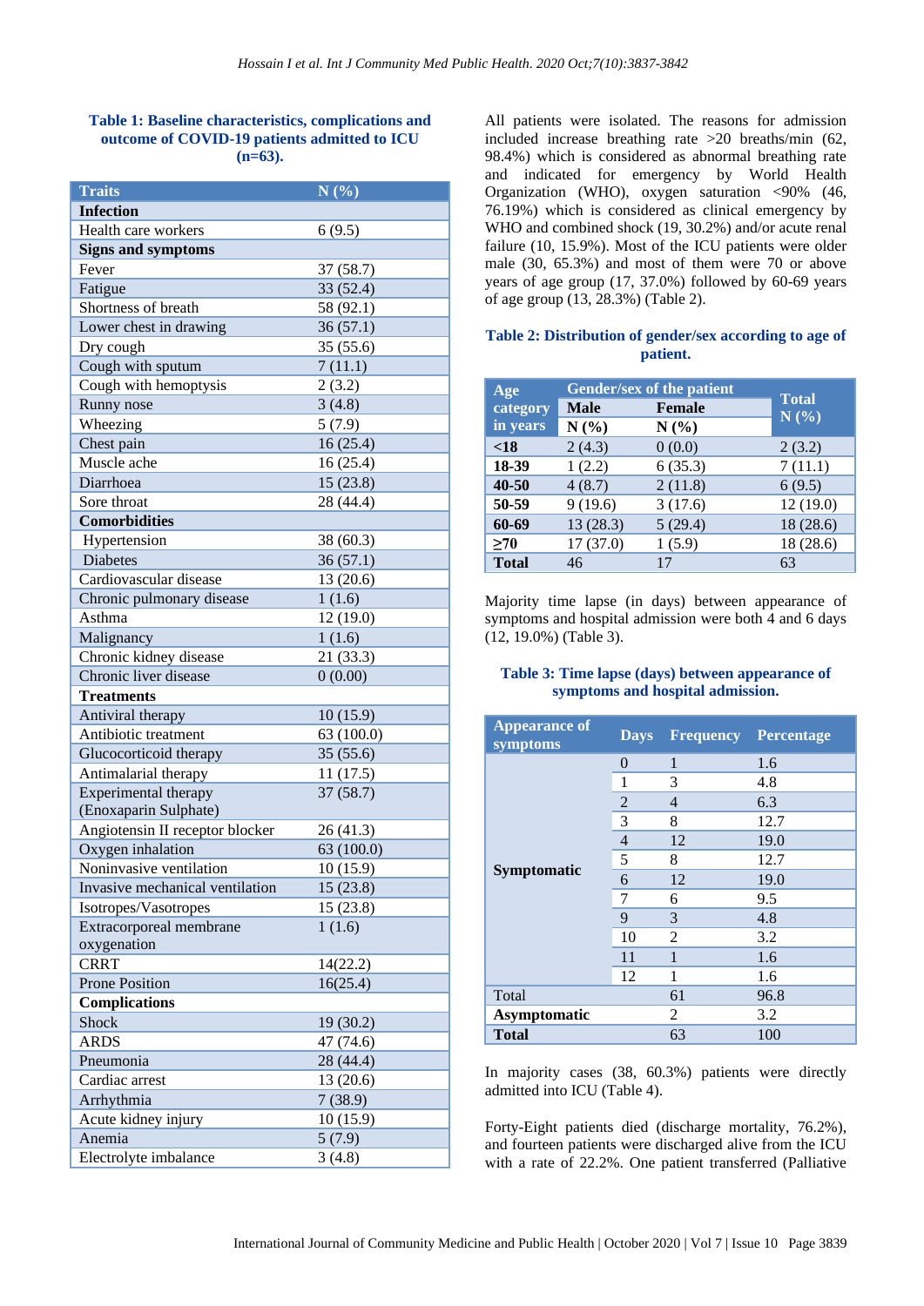**Table 1: Baseline characteristics, complications and outcome of COVID-19 patients admitted to ICU (n=63).**

| Traits | N (%) |
|---|---|
| **Infection** | |
| Health care workers | 6 (9.5) |
| **Signs and symptoms** | |
| Fever | 37 (58.7) |
| Fatigue | 33 (52.4) |
| Shortness of breath | 58 (92.1) |
| Lower chest in drawing | 36 (57.1) |
| Dry cough | 35 (55.6) |
| Cough with sputum | 7 (11.1) |
| Cough with hemoptysis | 2 (3.2) |
| Runny nose | 3 (4.8) |
| Wheezing | 5 (7.9) |
| Chest pain | 16 (25.4) |
| Muscle ache | 16 (25.4) |
| Diarrhoea | 15 (23.8) |
| Sore throat | 28 (44.4) |
| **Comorbidities** | |
| Hypertension | 38 (60.3) |
| Diabetes | 36 (57.1) |
| Cardiovascular disease | 13 (20.6) |
| Chronic pulmonary disease | 1 (1.6) |
| Asthma | 12 (19.0) |
| Malignancy | 1 (1.6) |
| Chronic kidney disease | 21 (33.3) |
| Chronic liver disease | 0 (0.00) |
| **Treatments** | |
| Antiviral therapy | 10 (15.9) |
| Antibiotic treatment | 63 (100.0) |
| Glucocorticoid therapy | 35 (55.6) |
| Antimalarial therapy | 11 (17.5) |
| Experimental therapy (Enoxaparin Sulphate) | 37 (58.7) |
| Angiotensin II receptor blocker | 26 (41.3) |
| Oxygen inhalation | 63 (100.0) |
| Noninvasive ventilation | 10 (15.9) |
| Invasive mechanical ventilation | 15 (23.8) |
| Isotropes/Vasotropes | 15 (23.8) |
| Extracorporeal membrane oxygenation | 1 (1.6) |
| CRRT | 14(22.2) |
| Prone Position | 16(25.4) |
| **Complications** | |
| Shock | 19 (30.2) |
| ARDS | 47 (74.6) |
| Pneumonia | 28 (44.4) |
| Cardiac arrest | 13 (20.6) |
| Arrhythmia | 7 (38.9) |
| Acute kidney injury | 10 (15.9) |
| Anemia | 5 (7.9) |
| Electrolyte imbalance | 3 (4.8) |

All patients were isolated. The reasons for admission included increase breathing rate >20 breaths/min (62, 98.4%) which is considered as abnormal breathing rate and indicated for emergency by World Health Organization (WHO), oxygen saturation <90% (46, 76.19%) which is considered as clinical emergency by WHO and combined shock (19, 30.2%) and/or acute renal failure (10, 15.9%). Most of the ICU patients were older male (30, 65.3%) and most of them were 70 or above years of age group (17, 37.0%) followed by 60-69 years of age group (13, 28.3%) (Table 2).

**Table 2: Distribution of gender/sex according to age of patient.**

| Age category in years | Gender/sex of the patient | | Total N (%) |
|---|---|---|---|
| | Male N (%) | Female N (%) | |
| **<18** | 2 (4.3) | 0 (0.0) | 2 (3.2) |
| **18-39** | 1 (2.2) | 6 (35.3) | 7 (11.1) |
| **40-50** | 4 (8.7) | 2 (11.8) | 6 (9.5) |
| **50-59** | 9 (19.6) | 3 (17.6) | 12 (19.0) |
| **60-69** | 13 (28.3) | 5 (29.4) | 18 (28.6) |
| **≥70** | 17 (37.0) | 1 (5.9) | 18 (28.6) |
| **Total** | 46 | 17 | 63 |

Majority time lapse (in days) between appearance of symptoms and hospital admission were both 4 and 6 days (12, 19.0%) (Table 3).

**Table 3: Time lapse (days) between appearance of symptoms and hospital admission.**

| Appearance of symptoms | Days | Frequency | Percentage |
|---|---|---|---|
| **Symptomatic** | 0 | 1 | 1.6 |
| | 1 | 3 | 4.8 |
| | 2 | 4 | 6.3 |
| | 3 | 8 | 12.7 |
| | 4 | 12 | 19.0 |
| | 5 | 8 | 12.7 |
| | 6 | 12 | 19.0 |
| | 7 | 6 | 9.5 |
| | 9 | 3 | 4.8 |
| | 10 | 2 | 3.2 |
| | 11 | 1 | 1.6 |
| | 12 | 1 | 1.6 |
| Total | | 61 | 96.8 |
| **Asymptomatic** | | 2 | 3.2 |
| **Total** | | 63 | 100 |

In majority cases (38, 60.3%) patients were directly admitted into ICU (Table 4).

Forty-Eight patients died (discharge mortality, 76.2%), and fourteen patients were discharged alive from the ICU with a rate of 22.2%. One patient transferred (Palliative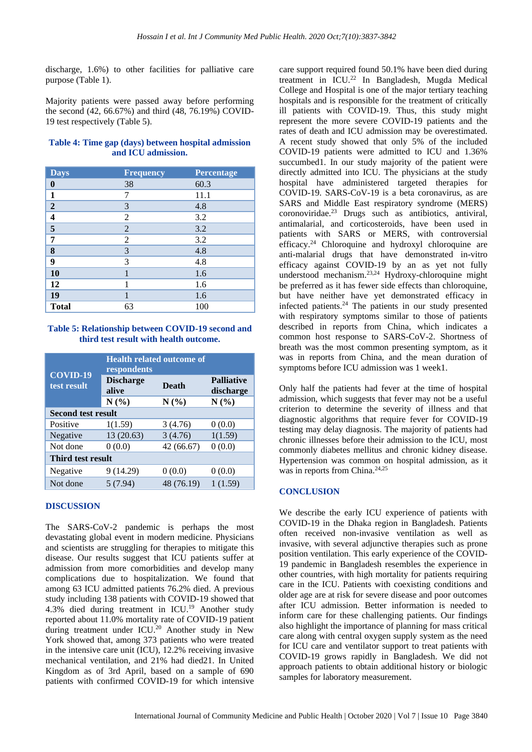discharge, 1.6%) to other facilities for palliative care purpose (Table 1).

Majority patients were passed away before performing the second (42, 66.67%) and third (48, 76.19%) COVID-19 test respectively (Table 5).

**Table 4: Time gap (days) between hospital admission and ICU admission.**

| Days | Frequency | Percentage |
|---|---|---|
| **0** | 38 | 60.3 |
| **1** | 7 | 11.1 |
| **2** | 3 | 4.8 |
| **4** | 2 | 3.2 |
| **5** | 2 | 3.2 |
| **7** | 2 | 3.2 |
| **8** | 3 | 4.8 |
| **9** | 3 | 4.8 |
| **10** | 1 | 1.6 |
| **12** | 1 | 1.6 |
| **19** | 1 | 1.6 |
| **Total** | 63 | 100 |

**Table 5: Relationship between COVID-19 second and third test result with health outcome.**

| COVID-19 test result | Health related outcome of respondents | | |
|---|---|---|---|
| | Discharge alive | Death | Palliative discharge |
| | N (%) | N (%) | N (%) |
| **Second test result** | | | |
| Positive | 1(1.59) | 3 (4.76) | 0 (0.0) |
| Negative | 13 (20.63) | 3 (4.76) | 1(1.59) |
| Not done | 0 (0.0) | 42 (66.67) | 0 (0.0) |
| **Third test result** | | | |
| Negative | 9 (14.29) | 0 (0.0) | 0 (0.0) |
| Not done | 5 (7.94) | 48 (76.19) | 1 (1.59) |

## DISCUSSION

The SARS-CoV-2 pandemic is perhaps the most devastating global event in modern medicine. Physicians and scientists are struggling for therapies to mitigate this disease. Our results suggest that ICU patients suffer at admission from more comorbidities and develop many complications due to hospitalization. We found that among 63 ICU admitted patients 76.2% died. A previous study including 138 patients with COVID-19 showed that 4.3% died during treatment in ICU.[19] Another study reported about 11.0% mortality rate of COVID-19 patient during treatment under ICU.[20] Another study in New York showed that, among 373 patients who were treated in the intensive care unit (ICU), 12.2% receiving invasive mechanical ventilation, and 21% had died21. In United Kingdom as of 3rd April, based on a sample of 690 patients with confirmed COVID-19 for which intensive care support required found 50.1% have been died during treatment in ICU.[22] In Bangladesh, Mugda Medical College and Hospital is one of the major tertiary teaching hospitals and is responsible for the treatment of critically ill patients with COVID-19. Thus, this study might represent the more severe COVID-19 patients and the rates of death and ICU admission may be overestimated. A recent study showed that only 5% of the included COVID-19 patients were admitted to ICU and 1.36% succumbed1. In our study majority of the patient were directly admitted into ICU. The physicians at the study hospital have administered targeted therapies for COVID-19. SARS-CoV-19 is a beta coronavirus, as are SARS and Middle East respiratory syndrome (MERS) coronoviridae.[23] Drugs such as antibiotics, antiviral, antimalarial, and corticosteroids, have been used in patients with SARS or MERS, with controversial efficacy.[24] Chloroquine and hydroxyl chloroquine are anti-malarial drugs that have demonstrated in-vitro efficacy against COVID-19 by an as yet not fully understood mechanism.[23,24] Hydroxy-chloroquine might be preferred as it has fewer side effects than chloroquine, but have neither have yet demonstrated efficacy in infected patients.[24] The patients in our study presented with respiratory symptoms similar to those of patients described in reports from China, which indicates a common host response to SARS-CoV-2. Shortness of breath was the most common presenting symptom, as it was in reports from China, and the mean duration of symptoms before ICU admission was 1 week1.

Only half the patients had fever at the time of hospital admission, which suggests that fever may not be a useful criterion to determine the severity of illness and that diagnostic algorithms that require fever for COVID-19 testing may delay diagnosis. The majority of patients had chronic illnesses before their admission to the ICU, most commonly diabetes mellitus and chronic kidney disease. Hypertension was common on hospital admission, as it was in reports from China.[24,25]

## CONCLUSION

We describe the early ICU experience of patients with COVID-19 in the Dhaka region in Bangladesh. Patients often received non-invasive ventilation as well as invasive, with several adjunctive therapies such as prone position ventilation. This early experience of the COVID-19 pandemic in Bangladesh resembles the experience in other countries, with high mortality for patients requiring care in the ICU. Patients with coexisting conditions and older age are at risk for severe disease and poor outcomes after ICU admission. Better information is needed to inform care for these challenging patients. Our findings also highlight the importance of planning for mass critical care along with central oxygen supply system as the need for ICU care and ventilator support to treat patients with COVID-19 grows rapidly in Bangladesh. We did not approach patients to obtain additional history or biologic samples for laboratory measurement.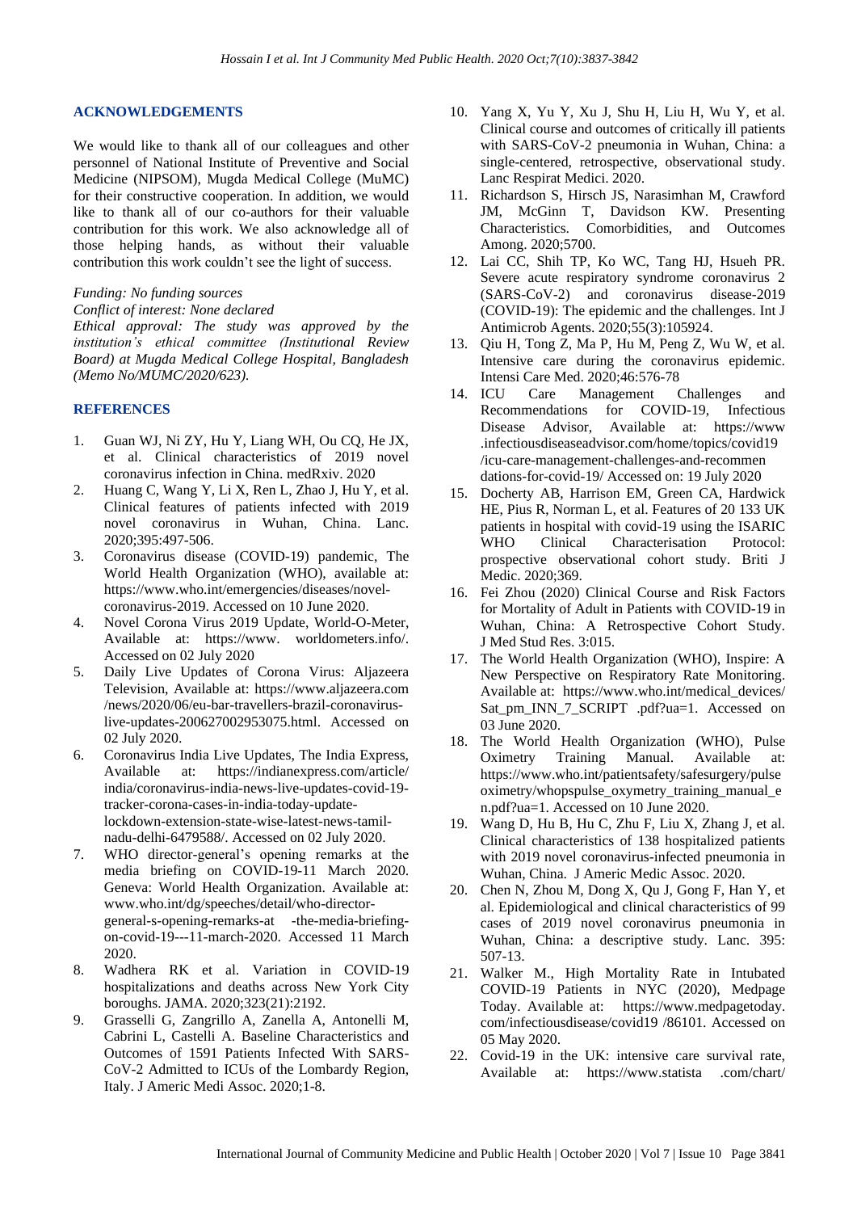## ACKNOWLEDGEMENTS

We would like to thank all of our colleagues and other personnel of National Institute of Preventive and Social Medicine (NIPSOM), Mugda Medical College (MuMC) for their constructive cooperation. In addition, we would like to thank all of our co-authors for their valuable contribution for this work. We also acknowledge all of those helping hands, as without their valuable contribution this work couldn't see the light of success.

*Funding: No funding sources*

*Conflict of interest: None declared*

*Ethical approval: The study was approved by the institution's ethical committee (Institutional Review Board) at Mugda Medical College Hospital, Bangladesh (Memo No/MUMC/2020/623).*

## REFERENCES

1. Guan WJ, Ni ZY, Hu Y, Liang WH, Ou CQ, He JX, et al. Clinical characteristics of 2019 novel coronavirus infection in China. medRxiv. 2020
2. Huang C, Wang Y, Li X, Ren L, Zhao J, Hu Y, et al. Clinical features of patients infected with 2019 novel coronavirus in Wuhan, China. Lanc. 2020;395:497-506.
3. Coronavirus disease (COVID-19) pandemic, The World Health Organization (WHO), available at: https://www.who.int/emergencies/diseases/novel-coronavirus-2019. Accessed on 10 June 2020.
4. Novel Corona Virus 2019 Update, World-O-Meter, Available at: https://www. worldometers.info/. Accessed on 02 July 2020
5. Daily Live Updates of Corona Virus: Aljazeera Television, Available at: https://www.aljazeera.com /news/2020/06/eu-bar-travellers-brazil-coronavirus-live-updates-200627002953075.html. Accessed on 02 July 2020.
6. Coronavirus India Live Updates, The India Express, Available at: https://indianexpress.com/article/ india/coronavirus-india-news-live-updates-covid-19-tracker-corona-cases-in-india-today-update-lockdown-extension-state-wise-latest-news-tamil-nadu-delhi-6479588/. Accessed on 02 July 2020.
7. WHO director-general's opening remarks at the media briefing on COVID-19-11 March 2020. Geneva: World Health Organization. Available at: www.who.int/dg/speeches/detail/who-director-general-s-opening-remarks-at -the-media-briefing-on-covid-19---11-march-2020. Accessed 11 March 2020.
8. Wadhera RK et al. Variation in COVID-19 hospitalizations and deaths across New York City boroughs. JAMA. 2020;323(21):2192.
9. Grasselli G, Zangrillo A, Zanella A, Antonelli M, Cabrini L, Castelli A. Baseline Characteristics and Outcomes of 1591 Patients Infected With SARS-CoV-2 Admitted to ICUs of the Lombardy Region, Italy. J Americ Medi Assoc. 2020;1-8.
10. Yang X, Yu Y, Xu J, Shu H, Liu H, Wu Y, et al. Clinical course and outcomes of critically ill patients with SARS-CoV-2 pneumonia in Wuhan, China: a single-centered, retrospective, observational study. Lanc Respirat Medici. 2020.
11. Richardson S, Hirsch JS, Narasimhan M, Crawford JM, McGinn T, Davidson KW. Presenting Characteristics. Comorbidities, and Outcomes Among. 2020;5700.
12. Lai CC, Shih TP, Ko WC, Tang HJ, Hsueh PR. Severe acute respiratory syndrome coronavirus 2 (SARS-CoV-2) and coronavirus disease-2019 (COVID-19): The epidemic and the challenges. Int J Antimicrob Agents. 2020;55(3):105924.
13. Qiu H, Tong Z, Ma P, Hu M, Peng Z, Wu W, et al. Intensive care during the coronavirus epidemic. Intensi Care Med. 2020;46:576-78
14. ICU Care Management Challenges and Recommendations for COVID-19, Infectious Disease Advisor, Available at: https://www .infectiousdiseaseadvisor.com/home/topics/covid19 /icu-care-management-challenges-and-recommendations-for-covid-19/ Accessed on: 19 July 2020
15. Docherty AB, Harrison EM, Green CA, Hardwick HE, Pius R, Norman L, et al. Features of 20 133 UK patients in hospital with covid-19 using the ISARIC WHO Clinical Characterisation Protocol: prospective observational cohort study. Briti J Medic. 2020;369.
16. Fei Zhou (2020) Clinical Course and Risk Factors for Mortality of Adult in Patients with COVID-19 in Wuhan, China: A Retrospective Cohort Study. J Med Stud Res. 3:015.
17. The World Health Organization (WHO), Inspire: A New Perspective on Respiratory Rate Monitoring. Available at: https://www.who.int/medical_devices/ Sat_pm_INN_7_SCRIPT .pdf?ua=1. Accessed on 03 June 2020.
18. The World Health Organization (WHO), Pulse Oximetry Training Manual. Available at: https://www.who.int/patientsafety/safesurgery/pulse oximetry/whopspulse_oxymetry_training_manual_en.pdf?ua=1. Accessed on 10 June 2020.
19. Wang D, Hu B, Hu C, Zhu F, Liu X, Zhang J, et al. Clinical characteristics of 138 hospitalized patients with 2019 novel coronavirus-infected pneumonia in Wuhan, China. J Americ Medic Assoc. 2020.
20. Chen N, Zhou M, Dong X, Qu J, Gong F, Han Y, et al. Epidemiological and clinical characteristics of 99 cases of 2019 novel coronavirus pneumonia in Wuhan, China: a descriptive study. Lanc. 395: 507-13.
21. Walker M., High Mortality Rate in Intubated COVID-19 Patients in NYC (2020), Medpage Today. Available at: https://www.medpagetoday. com/infectiousdisease/covid19 /86101. Accessed on 05 May 2020.
22. Covid-19 in the UK: intensive care survival rate, Available at: https://www.statista .com/chart/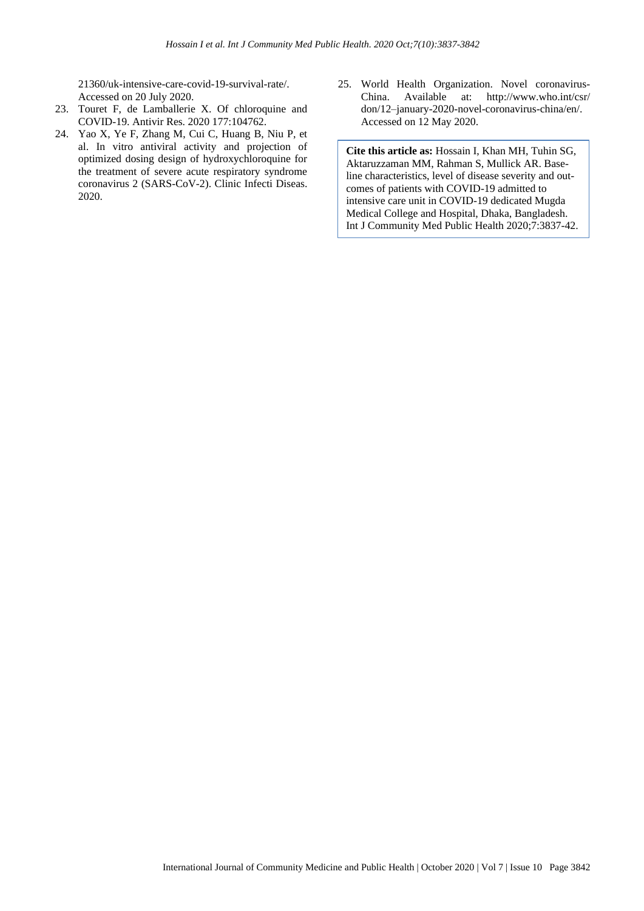21360/uk-intensive-care-covid-19-survival-rate/. Accessed on 20 July 2020.

23. Touret F, de Lamballerie X. Of chloroquine and COVID-19. Antivir Res. 2020 177:104762.
24. Yao X, Ye F, Zhang M, Cui C, Huang B, Niu P, et al. In vitro antiviral activity and projection of optimized dosing design of hydroxychloroquine for the treatment of severe acute respiratory syndrome coronavirus 2 (SARS-CoV-2). Clinic Infecti Diseas. 2020.
25. World Health Organization. Novel coronavirus-China. Available at: http://www.who.int/csr/don/12–january-2020-novel-coronavirus-china/en/. Accessed on 12 May 2020.

**Cite this article as:** Hossain I, Khan MH, Tuhin SG, Aktaruzzaman MM, Rahman S, Mullick AR. Baseline characteristics, level of disease severity and outcomes of patients with COVID-19 admitted to intensive care unit in COVID-19 dedicated Mugda Medical College and Hospital, Dhaka, Bangladesh. Int J Community Med Public Health 2020;7:3837-42.